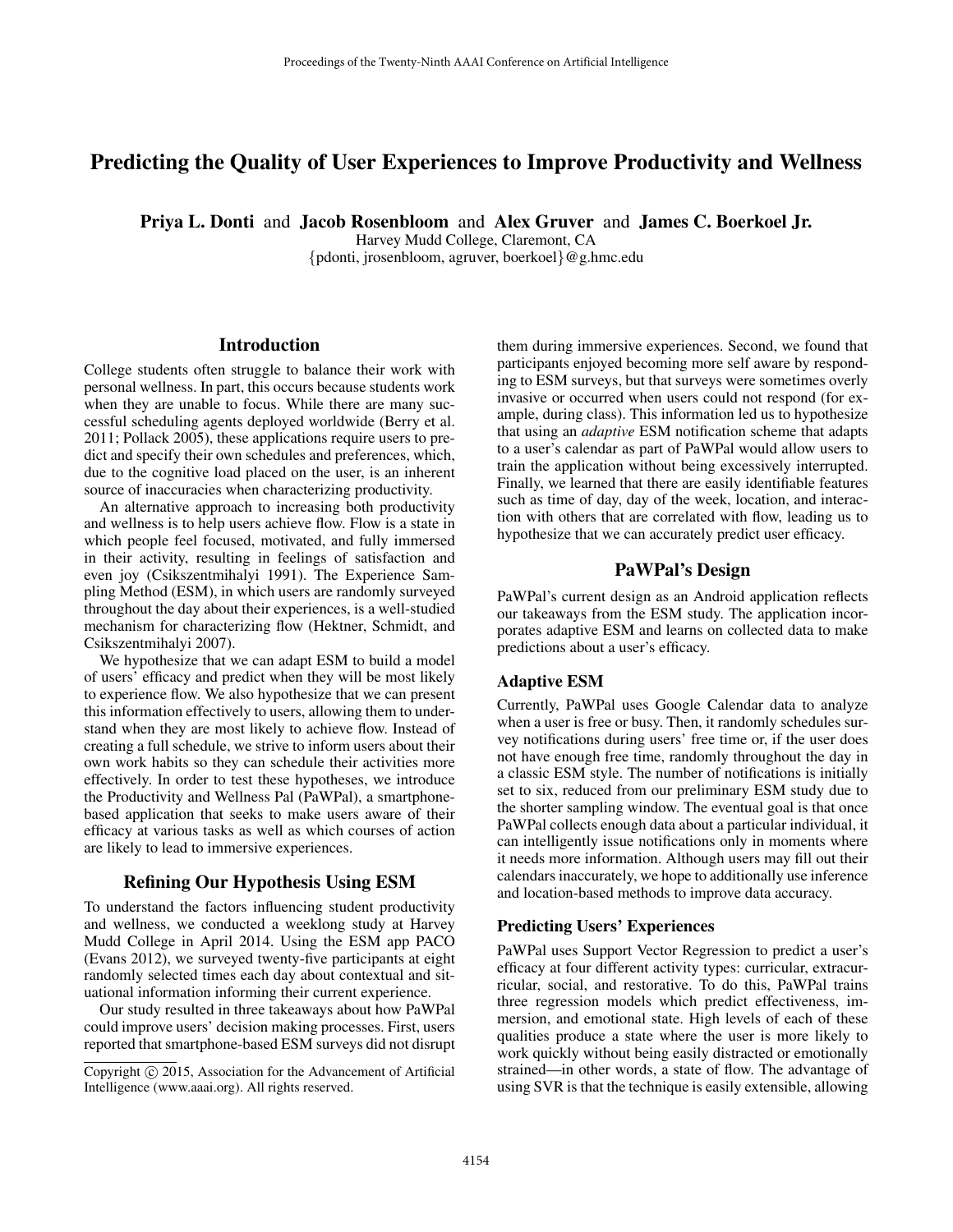# Predicting the Quality of User Experiences to Improve Productivity and Wellness

**Priya L. Donti** and **Jacob Rosenbloom** and **Alex Gruver** and **James C. Boerkoel Jr.**
Harvey Mudd College, Claremont, CA
{pdonti, jrosenbloom, agruver, boerkoel}@g.hmc.edu

## Introduction

College students often struggle to balance their work with personal wellness. In part, this occurs because students work when they are unable to focus. While there are many successful scheduling agents deployed worldwide (Berry et al. 2011; Pollack 2005), these applications require users to predict and specify their own schedules and preferences, which, due to the cognitive load placed on the user, is an inherent source of inaccuracies when characterizing productivity.

An alternative approach to increasing both productivity and wellness is to help users achieve flow. Flow is a state in which people feel focused, motivated, and fully immersed in their activity, resulting in feelings of satisfaction and even joy (Csikszentmihalyi 1991). The Experience Sampling Method (ESM), in which users are randomly surveyed throughout the day about their experiences, is a well-studied mechanism for characterizing flow (Hektner, Schmidt, and Csikszentmihalyi 2007).

We hypothesize that we can adapt ESM to build a model of users' efficacy and predict when they will be most likely to experience flow. We also hypothesize that we can present this information effectively to users, allowing them to understand when they are most likely to achieve flow. Instead of creating a full schedule, we strive to inform users about their own work habits so they can schedule their activities more effectively. In order to test these hypotheses, we introduce the Productivity and Wellness Pal (PaWPal), a smartphone-based application that seeks to make users aware of their efficacy at various tasks as well as which courses of action are likely to lead to immersive experiences.

## Refining Our Hypothesis Using ESM

To understand the factors influencing student productivity and wellness, we conducted a weeklong study at Harvey Mudd College in April 2014. Using the ESM app PACO (Evans 2012), we surveyed twenty-five participants at eight randomly selected times each day about contextual and situational information informing their current experience.

Our study resulted in three takeaways about how PaWPal could improve users' decision making processes. First, users reported that smartphone-based ESM surveys did not disrupt them during immersive experiences. Second, we found that participants enjoyed becoming more self aware by responding to ESM surveys, but that surveys were sometimes overly invasive or occurred when users could not respond (for example, during class). This information led us to hypothesize that using an *adaptive* ESM notification scheme that adapts to a user's calendar as part of PaWPal would allow users to train the application without being excessively interrupted. Finally, we learned that there are easily identifiable features such as time of day, day of the week, location, and interaction with others that are correlated with flow, leading us to hypothesize that we can accurately predict user efficacy.

## PaWPal's Design

PaWPal's current design as an Android application reflects our takeaways from the ESM study. The application incorporates adaptive ESM and learns on collected data to make predictions about a user's efficacy.

### Adaptive ESM

Currently, PaWPal uses Google Calendar data to analyze when a user is free or busy. Then, it randomly schedules survey notifications during users' free time or, if the user does not have enough free time, randomly throughout the day in a classic ESM style. The number of notifications is initially set to six, reduced from our preliminary ESM study due to the shorter sampling window. The eventual goal is that once PaWPal collects enough data about a particular individual, it can intelligently issue notifications only in moments where it needs more information. Although users may fill out their calendars inaccurately, we hope to additionally use inference and location-based methods to improve data accuracy.

### Predicting Users' Experiences

PaWPal uses Support Vector Regression to predict a user's efficacy at four different activity types: curricular, extracurricular, social, and restorative. To do this, PaWPal trains three regression models which predict effectiveness, immersion, and emotional state. High levels of each of these qualities produce a state where the user is more likely to work quickly without being easily distracted or emotionally strained—in other words, a state of flow. The advantage of using SVR is that the technique is easily extensible, allowing

Copyright © 2015, Association for the Advancement of Artificial Intelligence (www.aaai.org). All rights reserved.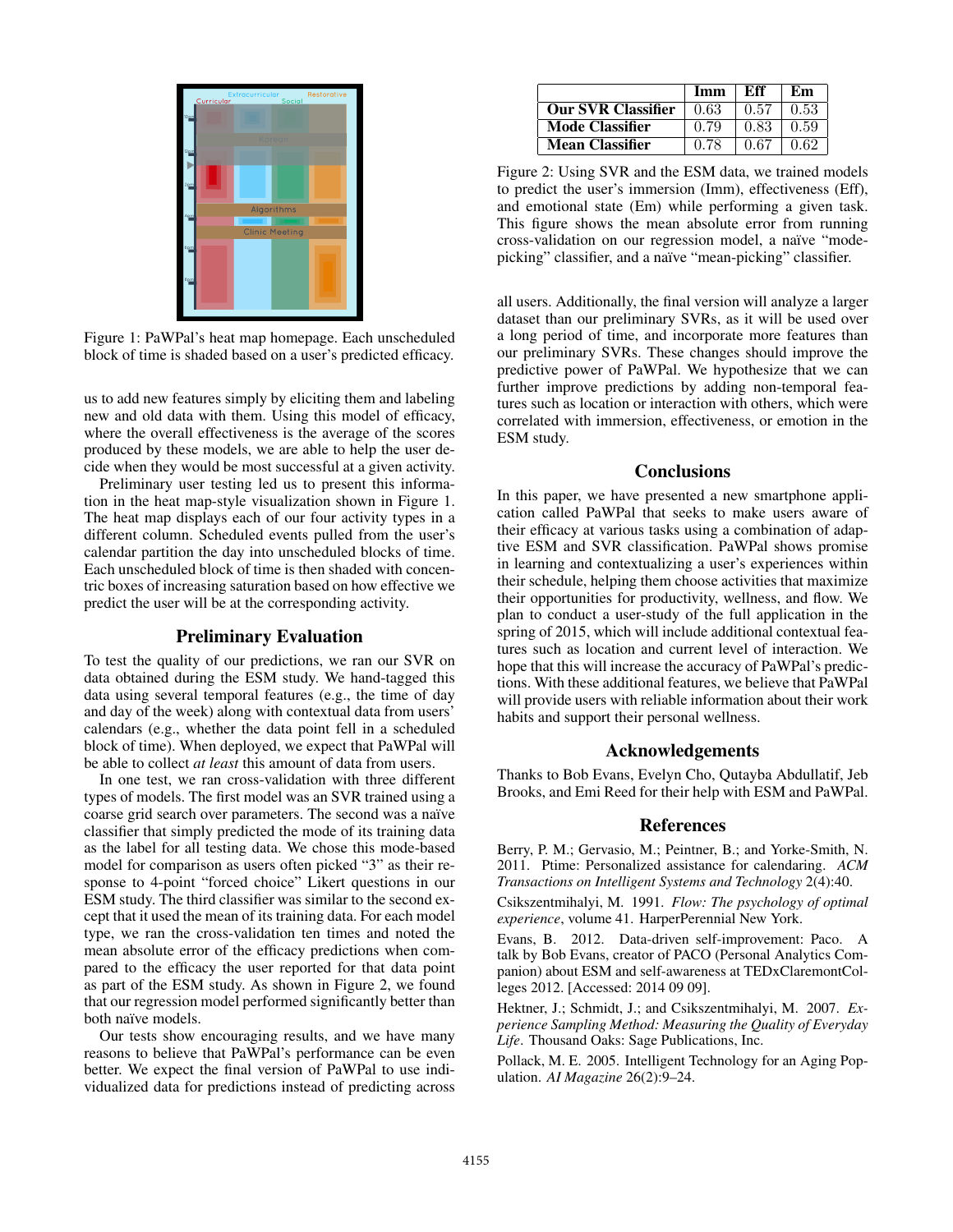Curricular
Extracurricular
Social
Restorative
Algorithms
Clinic Meeting

Figure 1: PaWPal's heat map homepage. Each unscheduled block of time is shaded based on a user's predicted efficacy.

us to add new features simply by eliciting them and labeling new and old data with them. Using this model of efficacy, where the overall effectiveness is the average of the scores produced by these models, we are able to help the user decide when they would be most successful at a given activity.

Preliminary user testing led us to present this information in the heat map-style visualization shown in Figure 1. The heat map displays each of our four activity types in a different column. Scheduled events pulled from the user's calendar partition the day into unscheduled blocks of time. Each unscheduled block of time is then shaded with concentric boxes of increasing saturation based on how effective we predict the user will be at the corresponding activity.

## Preliminary Evaluation

To test the quality of our predictions, we ran our SVR on data obtained during the ESM study. We hand-tagged this data using several temporal features (e.g., the time of day and day of the week) along with contextual data from users' calendars (e.g., whether the data point fell in a scheduled block of time). When deployed, we expect that PaWPal will be able to collect *at least* this amount of data from users.

In one test, we ran cross-validation with three different types of models. The first model was an SVR trained using a coarse grid search over parameters. The second was a naïve classifier that simply predicted the mode of its training data as the label for all testing data. We chose this mode-based model for comparison as users often picked "3" as their response to 4-point "forced choice" Likert questions in our ESM study. The third classifier was similar to the second except that it used the mean of its training data. For each model type, we ran the cross-validation ten times and noted the mean absolute error of the efficacy predictions when compared to the efficacy the user reported for that data point as part of the ESM study. As shown in Figure 2, we found that our regression model performed significantly better than both naïve models.

Our tests show encouraging results, and we have many reasons to believe that PaWPal's performance can be even better. We expect the final version of PaWPal to use individualized data for predictions instead of predicting across all users. Additionally, the final version will analyze a larger dataset than our preliminary SVRs, as it will be used over a long period of time, and incorporate more features than our preliminary SVRs. These changes should improve the predictive power of PaWPal. We hypothesize that we can further improve predictions by adding non-temporal features such as location or interaction with others, which were correlated with immersion, effectiveness, or emotion in the ESM study.

| | **Imm** | **Eff** | **Em** |
|---|---|---|---|
| **Our SVR Classifier** | 0.63 | 0.57 | 0.53 |
| **Mode Classifier** | 0.79 | 0.83 | 0.59 |
| **Mean Classifier** | 0.78 | 0.67 | 0.62 |

Figure 2: Using SVR and the ESM data, we trained models to predict the user's immersion (Imm), effectiveness (Eff), and emotional state (Em) while performing a given task. This figure shows the mean absolute error from running cross-validation on our regression model, a naïve "mode-picking" classifier, and a naïve "mean-picking" classifier.

## Conclusions

In this paper, we have presented a new smartphone application called PaWPal that seeks to make users aware of their efficacy at various tasks using a combination of adaptive ESM and SVR classification. PaWPal shows promise in learning and contextualizing a user's experiences within their schedule, helping them choose activities that maximize their opportunities for productivity, wellness, and flow. We plan to conduct a user-study of the full application in the spring of 2015, which will include additional contextual features such as location and current level of interaction. We hope that this will increase the accuracy of PaWPal's predictions. With these additional features, we believe that PaWPal will provide users with reliable information about their work habits and support their personal wellness.

## Acknowledgements

Thanks to Bob Evans, Evelyn Cho, Qutayba Abdullatif, Jeb Brooks, and Emi Reed for their help with ESM and PaWPal.

## References

Berry, P. M.; Gervasio, M.; Peintner, B.; and Yorke-Smith, N. 2011. Ptime: Personalized assistance for calendaring. *ACM Transactions on Intelligent Systems and Technology* 2(4):40.

Csikszentmihalyi, M. 1991. *Flow: The psychology of optimal experience*, volume 41. HarperPerennial New York.

Evans, B. 2012. Data-driven self-improvement: Paco. A talk by Bob Evans, creator of PACO (Personal Analytics Companion) about ESM and self-awareness at TEDxClaremontColleges 2012. [Accessed: 2014 09 09].

Hektner, J.; Schmidt, J.; and Csikszentmihalyi, M. 2007. *Experience Sampling Method: Measuring the Quality of Everyday Life*. Thousand Oaks: Sage Publications, Inc.

Pollack, M. E. 2005. Intelligent Technology for an Aging Population. *AI Magazine* 26(2):9–24.